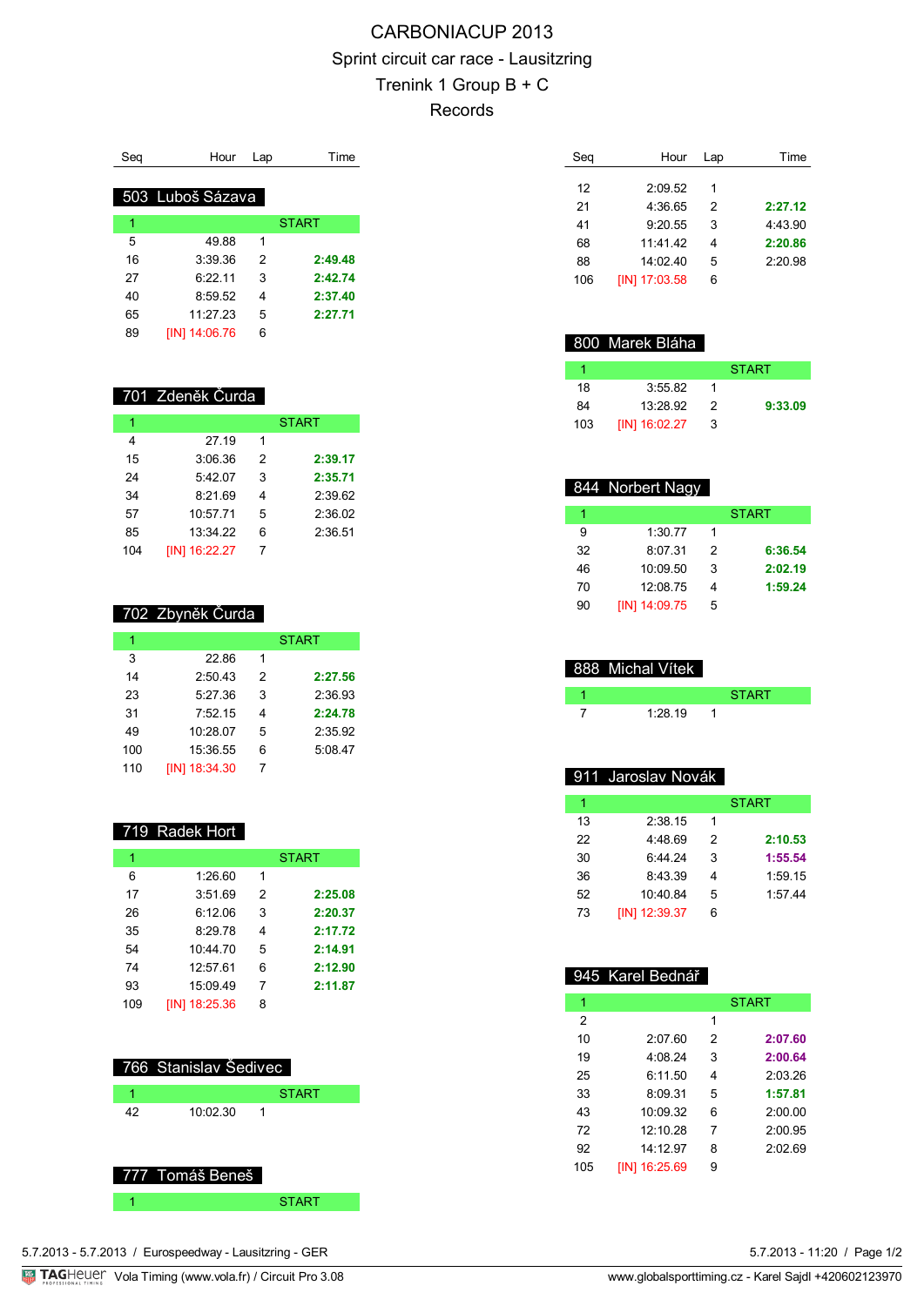# CARBONIACUP 2013

## Sprint circuit car race - Lausitzring

## Trenink 1 Group B + C

## Records

### 503 Luboš Sázava

| Seq | Hour | Lap | Time |
|---|---|---|---|
| 1 | | | START |
| 5 | 49.88 | 1 | |
| 16 | 3:39.36 | 2 | **2:49.48** |
| 27 | 6:22.11 | 3 | **2:42.74** |
| 40 | 8:59.52 | 4 | **2:37.40** |
| 65 | 11:27.23 | 5 | **2:27.71** |
| 89 | [IN] 14:06.76 | 6 | |

### 701 Zdeněk Čurda

| Seq | Hour | Lap | Time |
|---|---|---|---|
| 1 | | | START |
| 4 | 27.19 | 1 | |
| 15 | 3:06.36 | 2 | **2:39.17** |
| 24 | 5:42.07 | 3 | **2:35.71** |
| 34 | 8:21.69 | 4 | 2:39.62 |
| 57 | 10:57.71 | 5 | 2:36.02 |
| 85 | 13:34.22 | 6 | 2:36.51 |
| 104 | [IN] 16:22.27 | 7 | |

### 702 Zbyněk Čurda

| Seq | Hour | Lap | Time |
|---|---|---|---|
| 1 | | | START |
| 3 | 22.86 | 1 | |
| 14 | 2:50.43 | 2 | **2:27.56** |
| 23 | 5:27.36 | 3 | 2:36.93 |
| 31 | 7:52.15 | 4 | **2:24.78** |
| 49 | 10:28.07 | 5 | 2:35.92 |
| 100 | 15:36.55 | 6 | 5:08.47 |
| 110 | [IN] 18:34.30 | 7 | |

### 719 Radek Hort

| Seq | Hour | Lap | Time |
|---|---|---|---|
| 1 | | | START |
| 6 | 1:26.60 | 1 | |
| 17 | 3:51.69 | 2 | **2:25.08** |
| 26 | 6:12.06 | 3 | **2:20.37** |
| 35 | 8:29.78 | 4 | **2:17.72** |
| 54 | 10:44.70 | 5 | **2:14.91** |
| 74 | 12:57.61 | 6 | **2:12.90** |
| 93 | 15:09.49 | 7 | **2:11.87** |
| 109 | [IN] 18:25.36 | 8 | |

### 766 Stanislav Šedivec

| Seq | Hour | Lap | Time |
|---|---|---|---|
| 1 | | | START |
| 42 | 10:02.30 | 1 | |

### 777 Tomáš Beneš

| Seq | Hour | Lap | Time |
|---|---|---|---|
| 1 | | | START |
| 12 | 2:09.52 | 1 | |
| 21 | 4:36.65 | 2 | **2:27.12** |
| 41 | 9:20.55 | 3 | 4:43.90 |
| 68 | 11:41.42 | 4 | **2:20.86** |
| 88 | 14:02.40 | 5 | 2:20.98 |
| 106 | [IN] 17:03.58 | 6 | |

### 800 Marek Bláha

| Seq | Hour | Lap | Time |
|---|---|---|---|
| 1 | | | START |
| 18 | 3:55.82 | 1 | |
| 84 | 13:28.92 | 2 | **9:33.09** |
| 103 | [IN] 16:02.27 | 3 | |

### 844 Norbert Nagy

| Seq | Hour | Lap | Time |
|---|---|---|---|
| 1 | | | START |
| 9 | 1:30.77 | 1 | |
| 32 | 8:07.31 | 2 | **6:36.54** |
| 46 | 10:09.50 | 3 | **2:02.19** |
| 70 | 12:08.75 | 4 | **1:59.24** |
| 90 | [IN] 14:09.75 | 5 | |

### 888 Michal Vítek

| Seq | Hour | Lap | Time |
|---|---|---|---|
| 1 | | | START |
| 7 | 1:28.19 | 1 | |

### 911 Jaroslav Novák

| Seq | Hour | Lap | Time |
|---|---|---|---|
| 1 | | | START |
| 13 | 2:38.15 | 1 | |
| 22 | 4:48.69 | 2 | **2:10.53** |
| 30 | 6:44.24 | 3 | **1:55.54** |
| 36 | 8:43.39 | 4 | 1:59.15 |
| 52 | 10:40.84 | 5 | 1:57.44 |
| 73 | [IN] 12:39.37 | 6 | |

### 945 Karel Bednář

| Seq | Hour | Lap | Time |
|---|---|---|---|
| 1 | | | START |
| 2 | | 1 | |
| 10 | 2:07.60 | 2 | **2:07.60** |
| 19 | 4:08.24 | 3 | **2:00.64** |
| 25 | 6:11.50 | 4 | 2:03.26 |
| 33 | 8:09.31 | 5 | **1:57.81** |
| 43 | 10:09.32 | 6 | 2:00.00 |
| 72 | 12:10.28 | 7 | 2:00.95 |
| 92 | 14:12.97 | 8 | 2:02.69 |
| 105 | [IN] 16:25.69 | 9 | |

5.7.2013 - 5.7.2013 / Eurospeedway - Lausitzring - GER

5.7.2013 - 11:20

Vola Timing (www.vola.fr) / Circuit Pro 3.08

www.globalsporttiming.cz - Karel Sajdl +420602123970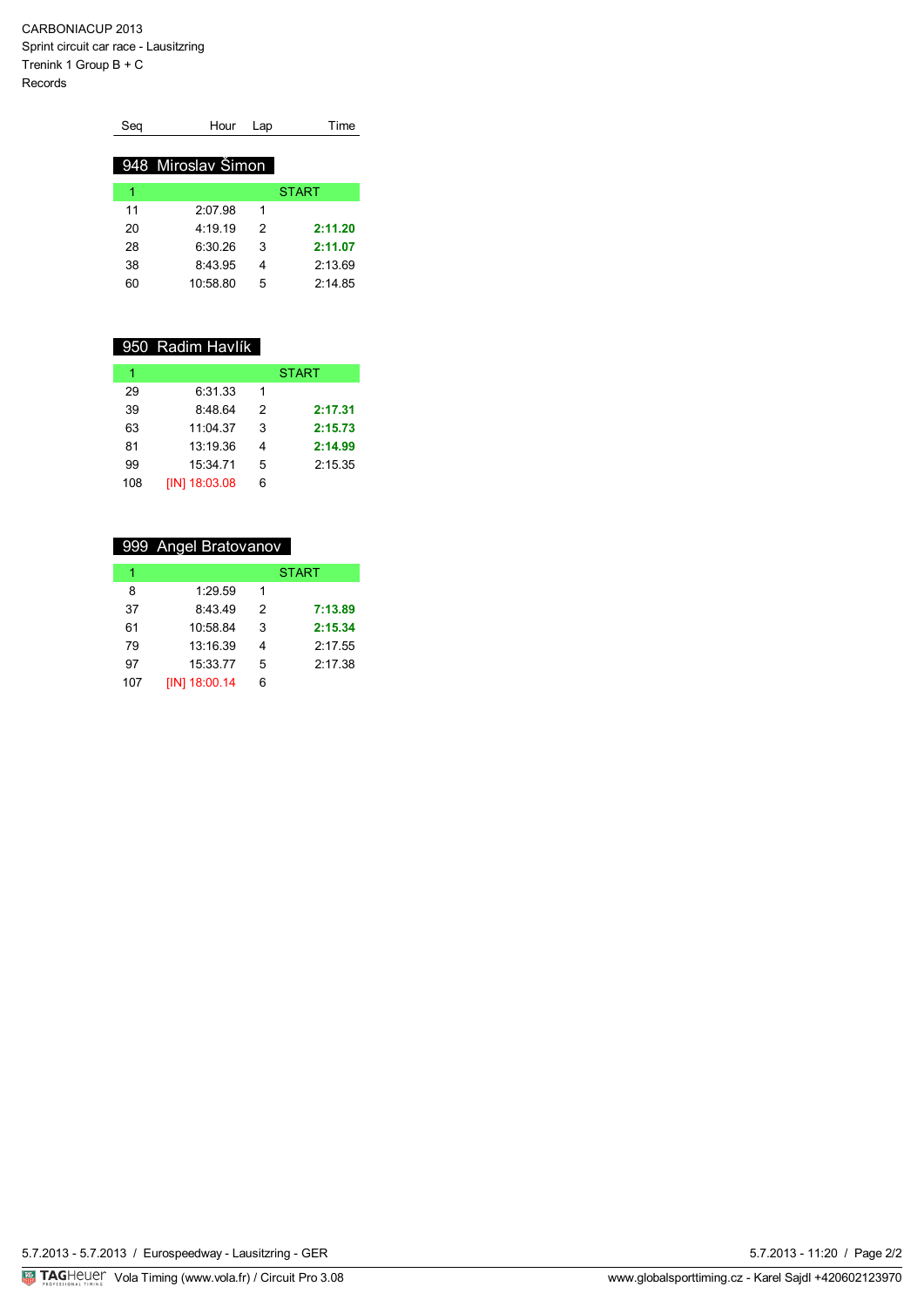CARBONIACUP 2013
Sprint circuit car race - Lausitzring
Trenink 1 Group B + C
Records

| Seq | Hour | Lap | Time |
|---|---|---|---|

## 948 Miroslav Šimon

| Seq | Hour | Lap | Time |
|---|---|---|---|
| 1 | | | START |
| 11 | 2:07.98 | 1 | |
| 20 | 4:19.19 | 2 | **2:11.20** |
| 28 | 6:30.26 | 3 | **2:11.07** |
| 38 | 8:43.95 | 4 | 2:13.69 |
| 60 | 10:58.80 | 5 | 2:14.85 |

## 950 Radim Havlík

| Seq | Hour | Lap | Time |
|---|---|---|---|
| 1 | | | START |
| 29 | 6:31.33 | 1 | |
| 39 | 8:48.64 | 2 | **2:17.31** |
| 63 | 11:04.37 | 3 | **2:15.73** |
| 81 | 13:19.36 | 4 | **2:14.99** |
| 99 | 15:34.71 | 5 | 2:15.35 |
| 108 | [IN] 18:03.08 | 6 | |

## 999 Angel Bratovanov

| Seq | Hour | Lap | Time |
|---|---|---|---|
| 1 | | | START |
| 8 | 1:29.59 | 1 | |
| 37 | 8:43.49 | 2 | **7:13.89** |
| 61 | 10:58.84 | 3 | **2:15.34** |
| 79 | 13:16.39 | 4 | 2:17.55 |
| 97 | 15:33.77 | 5 | 2:17.38 |
| 107 | [IN] 18:00.14 | 6 | |

5.7.2013 - 5.7.2013 / Eurospeedway - Lausitzring - GER

5.7.2013 - 11:20

Vola Timing (www.vola.fr) / Circuit Pro 3.08

www.globalsporttiming.cz - Karel Sajdl +420602123970